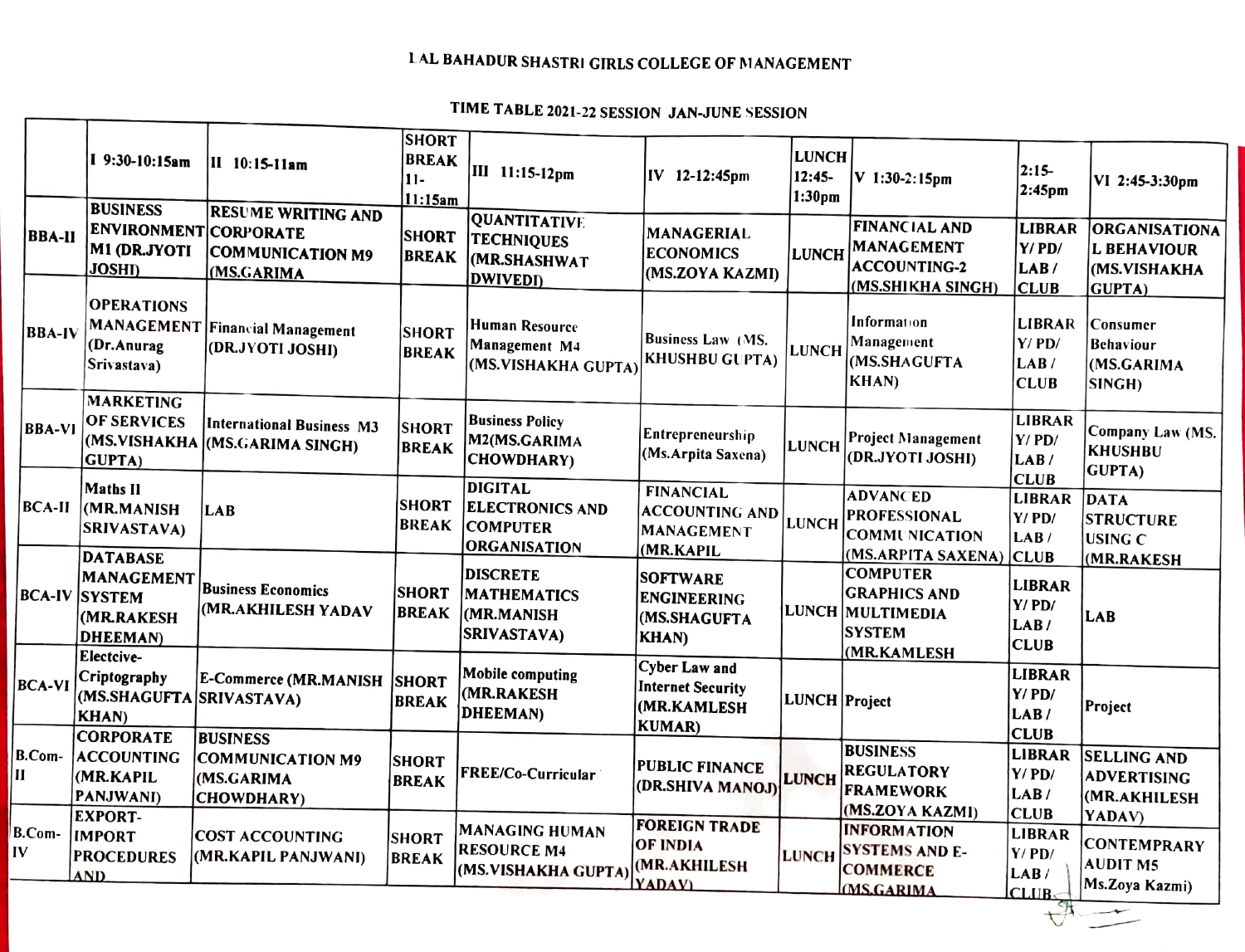# LAL BAHADUR SHASTRI GIRLS COLLEGE OF MANAGEMENT

## TIME TABLE 2021-22 SESSION JAN-JUNE SESSION

| | I 9:30-10:15am | II 10:15-11am | SHORT BREAK 11-11:15am | III 11:15-12pm | IV 12-12:45pm | LUNCH 12:45-1:30pm | V 1:30-2:15pm | 2:15-2:45pm | VI 2:45-3:30pm |
|---|---|---|---|---|---|---|---|---|---|
| BBA-II | BUSINESS ENVIRONMENT M1 (DR.JYOTI JOSHI) | RESUME WRITING AND CORPORATE COMMUNICATION M9 (MS.GARIMA | SHORT BREAK | QUANTITATIVE TECHNIQUES (MR.SHASHWAT DWIVEDI) | MANAGERIAL ECONOMICS (MS.ZOYA KAZMI) | LUNCH | FINANCIAL AND MANAGEMENT ACCOUNTING-2 (MS.SHIKHA SINGH) | LIBRARY/ PD/ LAB / CLUB | ORGANISATIONAL BEHAVIOUR (MS.VISHAKHA GUPTA) |
| BBA-IV | OPERATIONS MANAGEMENT (Dr.Anurag Srivastava) | Financial Management (DR.JYOTI JOSHI) | SHORT BREAK | Human Resource Management M4 (MS.VISHAKHA GUPTA) | Business Law (MS. KHUSHBU GUPTA) | LUNCH | Information Management (MS.SHAGUFTA KHAN) | LIBRARY/ PD/ LAB / CLUB | Consumer Behaviour (MS.GARIMA SINGH) |
| BBA-VI | MARKETING OF SERVICES (MS.VISHAKHA GUPTA) | International Business M3 (MS.GARIMA SINGH) | SHORT BREAK | Business Policy M2(MS.GARIMA CHOWDHARY) | Entrepreneurship (Ms.Arpita Saxena) | LUNCH | Project Management (DR.JYOTI JOSHI) | LIBRARY/ PD/ LAB / CLUB | Company Law (MS. KHUSHBU GUPTA) |
| BCA-II | Maths II (MR.MANISH SRIVASTAVA) | LAB | SHORT BREAK | DIGITAL ELECTRONICS AND COMPUTER ORGANISATION | FINANCIAL ACCOUNTING AND MANAGEMENT (MR.KAPIL | LUNCH | ADVANCED PROFESSIONAL COMMUNICATION (MS.ARPITA SAXENA) | LIBRARY/ PD/ LAB / CLUB | DATA STRUCTURE USING C (MR.RAKESH |
| BCA-IV | DATABASE MANAGEMENT SYSTEM (MR.RAKESH DHEEMAN) | Business Economics (MR.AKHILESH YADAV | SHORT BREAK | DISCRETE MATHEMATICS (MR.MANISH SRIVASTAVA) | SOFTWARE ENGINEERING (MS.SHAGUFTA KHAN) | LUNCH | COMPUTER GRAPHICS AND MULTIMEDIA SYSTEM (MR.KAMLESH | LIBRARY/ PD/ LAB / CLUB | LAB |
| BCA-VI | Electcive-Criptography (MS.SHAGUFTA KHAN) | E-Commerce (MR.MANISH SRIVASTAVA) | SHORT BREAK | Mobile computing (MR.RAKESH DHEEMAN) | Cyber Law and Internet Security (MR.KAMLESH KUMAR) | LUNCH | Project | LIBRARY/ PD/ LAB / CLUB | Project |
| B.Com-II | CORPORATE ACCOUNTING (MR.KAPIL PANJWANI) | BUSINESS COMMUNICATION M9 (MS.GARIMA CHOWDHARY) | SHORT BREAK | FREE/Co-Curricular | PUBLIC FINANCE (DR.SHIVA MANOJ) | LUNCH | BUSINESS REGULATORY FRAMEWORK (MS.ZOYA KAZMI) | LIBRARY/ PD/ LAB / CLUB | SELLING AND ADVERTISING (MR.AKHILESH YADAV) |
| B.Com-IV | EXPORT-IMPORT PROCEDURES AND | COST ACCOUNTING (MR.KAPIL PANJWANI) | SHORT BREAK | MANAGING HUMAN RESOURCE M4 (MS.VISHAKHA GUPTA) | FOREIGN TRADE OF INDIA (MR.AKHILESH YADAV) | LUNCH | INFORMATION SYSTEMS AND E-COMMERCE (MS.GARIMA | LIBRARY/ PD/ LAB / CLUB | CONTEMPRARY AUDIT M5 Ms.Zoya Kazmi) |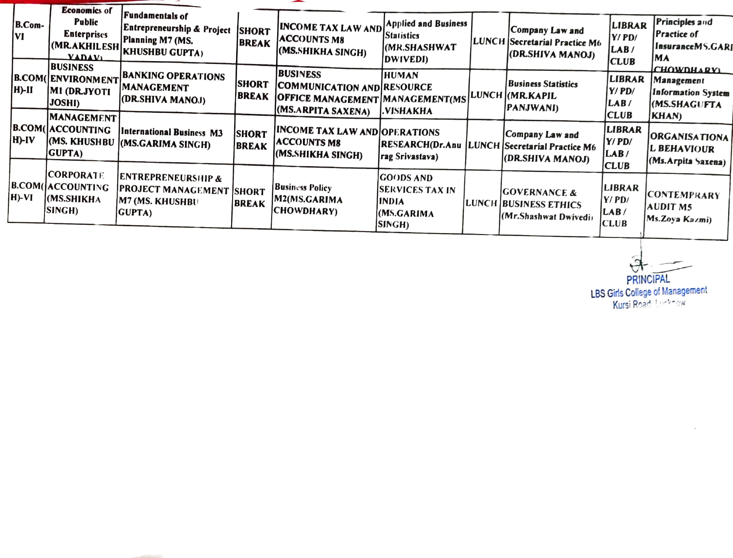| | | | | | | | | | |
|---|---|---|---|---|---|---|---|---|---|
| B.Com-VI | Economics of Public Enterprises (MR.AKHILESH YADAV) | Fundamentals of Entrepreneurship & Project Planning M7 (MS. KHUSHBU GUPTA) | SHORT BREAK | INCOME TAX LAW AND ACCOUNTS M8 (MS.SHIKHA SINGH) | Applied and Business Statistics (MR.SHASHWAT DWIVEDI) | LUNCH | Company Law and Secretarial Practice M6 (DR.SHIVA MANOJ) | LIBRARY/ PD/ LAB / CLUB | Principles and Practice of InsuranceMS.GARIMA CHOWDHARY) |
| B.COM(H)-II | BUSINESS ENVIRONMENT M1 (DR.JYOTI JOSHI) | BANKING OPERATIONS MANAGEMENT (DR.SHIVA MANOJ) | SHORT BREAK | BUSINESS COMMUNICATION AND OFFICE MANAGEMENT (MS.ARPITA SAXENA) | HUMAN RESOURCE MANAGEMENT(MS.VISHAKHA | LUNCH | Business Statistics (MR.KAPIL PANJWANI) | LIBRARY/ PD/ LAB / CLUB | Management Information System (MS.SHAGUFTA KHAN) |
| B.COM(H)-IV | MANAGEMENT ACCOUNTING (MS. KHUSHBU GUPTA) | International Business M3 (MS.GARIMA SINGH) | SHORT BREAK | INCOME TAX LAW AND ACCOUNTS M8 (MS.SHIKHA SINGH) | OPERATIONS RESEARCH(Dr.Anurag Srivastava) | LUNCH | Company Law and Secretarial Practice M6 (DR.SHIVA MANOJ) | LIBRARY/ PD/ LAB / CLUB | ORGANISATIONAL BEHAVIOUR (Ms.Arpita Saxena) |
| B.COM(H)-VI | CORPORATE ACCOUNTING (MS.SHIKHA SINGH) | ENTREPRENEURSHIP & PROJECT MANAGEMENT M7 (MS. KHUSHBU GUPTA) | SHORT BREAK | Business Policy M2(MS.GARIMA CHOWDHARY) | GOODS AND SERVICES TAX IN INDIA (MS.GARIMA SINGH) | LUNCH | GOVERNANCE & BUSINESS ETHICS (Mr.Shashwat Dwivedi) | LIBRARY/ PD/ LAB / CLUB | CONTEMPRARY AUDIT M5 Ms.Zoya Kazmi) |

PRINCIPAL
LBS Girls College of Management
Kursi Road, Lucknow